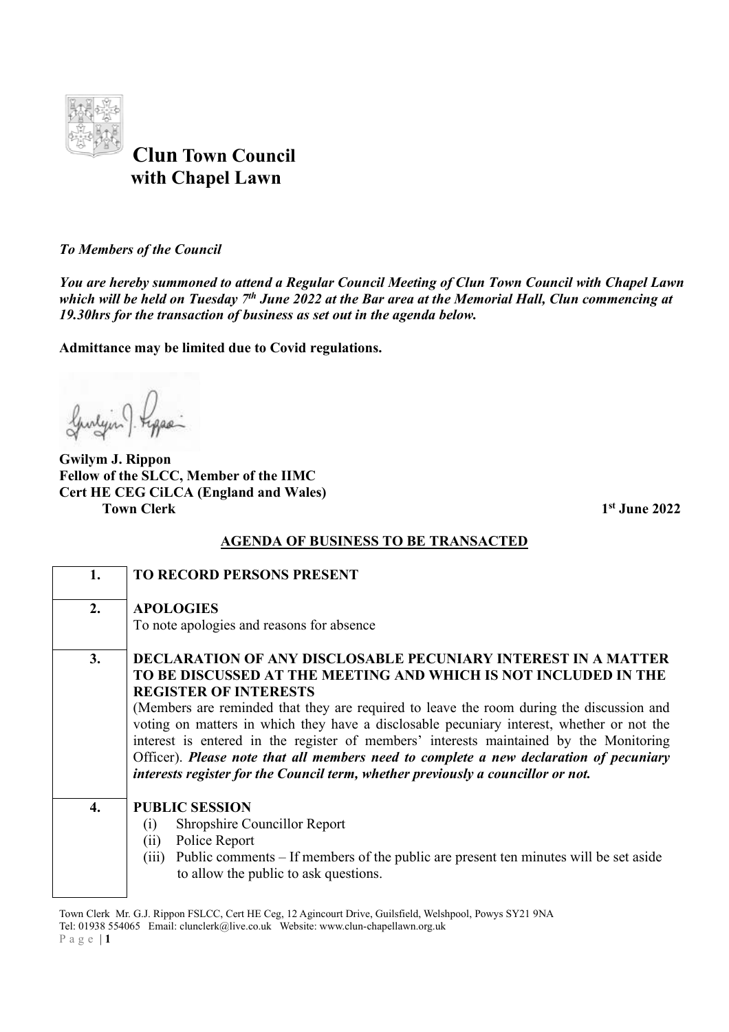# Clun Town Council with Chapel Lawn

*To Members of the Council*

***You are hereby summoned to attend a Regular Council Meeting of Clun Town Council with Chapel Lawn which will be held on Tuesday 7th June 2022 at the Bar area at the Memorial Hall, Clun commencing at 19.30hrs for the transaction of business as set out in the agenda below.***

**Admittance may be limited due to Covid regulations.**

**Gwilym J. Rippon**
**Fellow of the SLCC, Member of the IIMC**
**Cert HE CEG CiLCA (England and Wales)**
**Town Clerk** **1st June 2022**

## AGENDA OF BUSINESS TO BE TRANSACTED

| | |
|---|---|
| **1.** | **TO RECORD PERSONS PRESENT** |
| **2.** | **APOLOGIES**<br>To note apologies and reasons for absence |
| **3.** | **DECLARATION OF ANY DISCLOSABLE PECUNIARY INTEREST IN A MATTER TO BE DISCUSSED AT THE MEETING AND WHICH IS NOT INCLUDED IN THE REGISTER OF INTERESTS**<br>(Members are reminded that they are required to leave the room during the discussion and voting on matters in which they have a disclosable pecuniary interest, whether or not the interest is entered in the register of members' interests maintained by the Monitoring Officer). ***Please note that all members need to complete a new declaration of pecuniary interests register for the Council term, whether previously a councillor or not.*** |
| **4.** | **PUBLIC SESSION**<br>(i) Shropshire Councillor Report<br>(ii) Police Report<br>(iii) Public comments – If members of the public are present ten minutes will be set aside to allow the public to ask questions. |

Town Clerk Mr. G.J. Rippon FSLCC, Cert HE Ceg, 12 Agincourt Drive, Guilsfield, Welshpool, Powys SY21 9NA
Tel: 01938 554065 Email: clunclerk@live.co.uk Website: www.clun-chapellawn.org.uk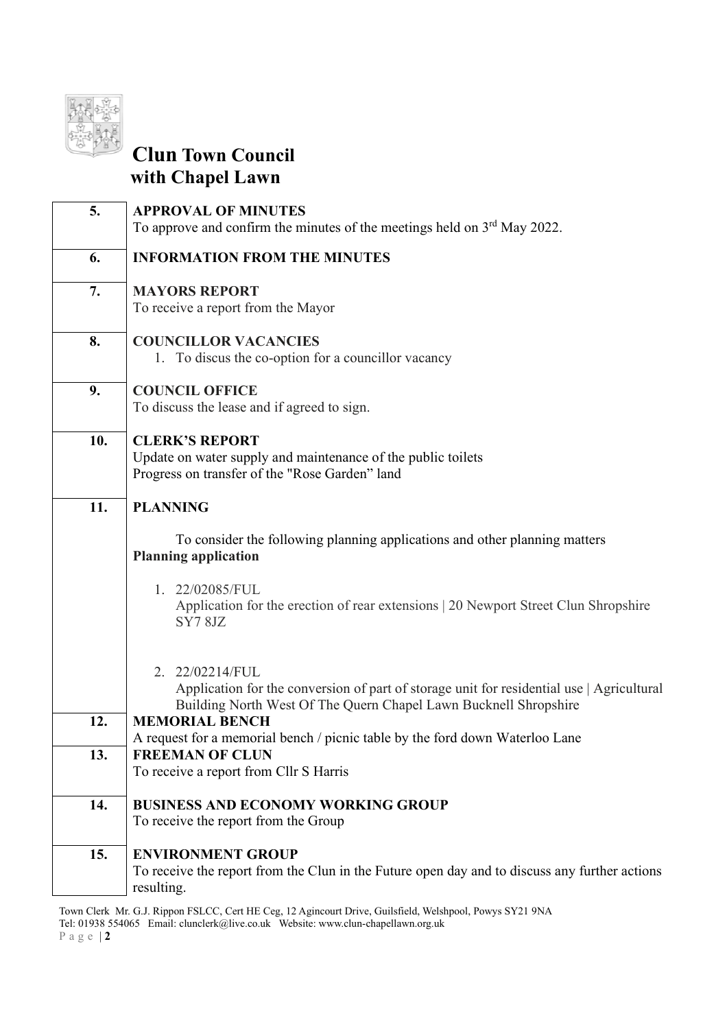# Clun Town Council with Chapel Lawn

| | |
|---|---|
| **5.** | **APPROVAL OF MINUTES**<br>To approve and confirm the minutes of the meetings held on 3rd May 2022. |
| **6.** | **INFORMATION FROM THE MINUTES** |
| **7.** | **MAYORS REPORT**<br>To receive a report from the Mayor |
| **8.** | **COUNCILLOR VACANCIES**<br>1. To discus the co-option for a councillor vacancy |
| **9.** | **COUNCIL OFFICE**<br>To discuss the lease and if agreed to sign. |
| **10.** | **CLERK'S REPORT**<br>Update on water supply and maintenance of the public toilets<br>Progress on transfer of the "Rose Garden" land |
| **11.** | **PLANNING**<br>To consider the following planning applications and other planning matters<br>**Planning application**<br>1. 22/02085/FUL<br>Application for the erection of rear extensions \| 20 Newport Street Clun Shropshire SY7 8JZ<br>2. 22/02214/FUL<br>Application for the conversion of part of storage unit for residential use \| Agricultural Building North West Of The Quern Chapel Lawn Bucknell Shropshire |
| **12.** | **MEMORIAL BENCH**<br>A request for a memorial bench / picnic table by the ford down Waterloo Lane |
| **13.** | **FREEMAN OF CLUN**<br>To receive a report from Cllr S Harris |
| **14.** | **BUSINESS AND ECONOMY WORKING GROUP**<br>To receive the report from the Group |
| **15.** | **ENVIRONMENT GROUP**<br>To receive the report from the Clun in the Future open day and to discuss any further actions resulting. |

Town Clerk Mr. G.J. Rippon FSLCC, Cert HE Ceg, 12 Agincourt Drive, Guilsfield, Welshpool, Powys SY21 9NA
Tel: 01938 554065 Email: clunclerk@live.co.uk Website: www.clun-chapellawn.org.uk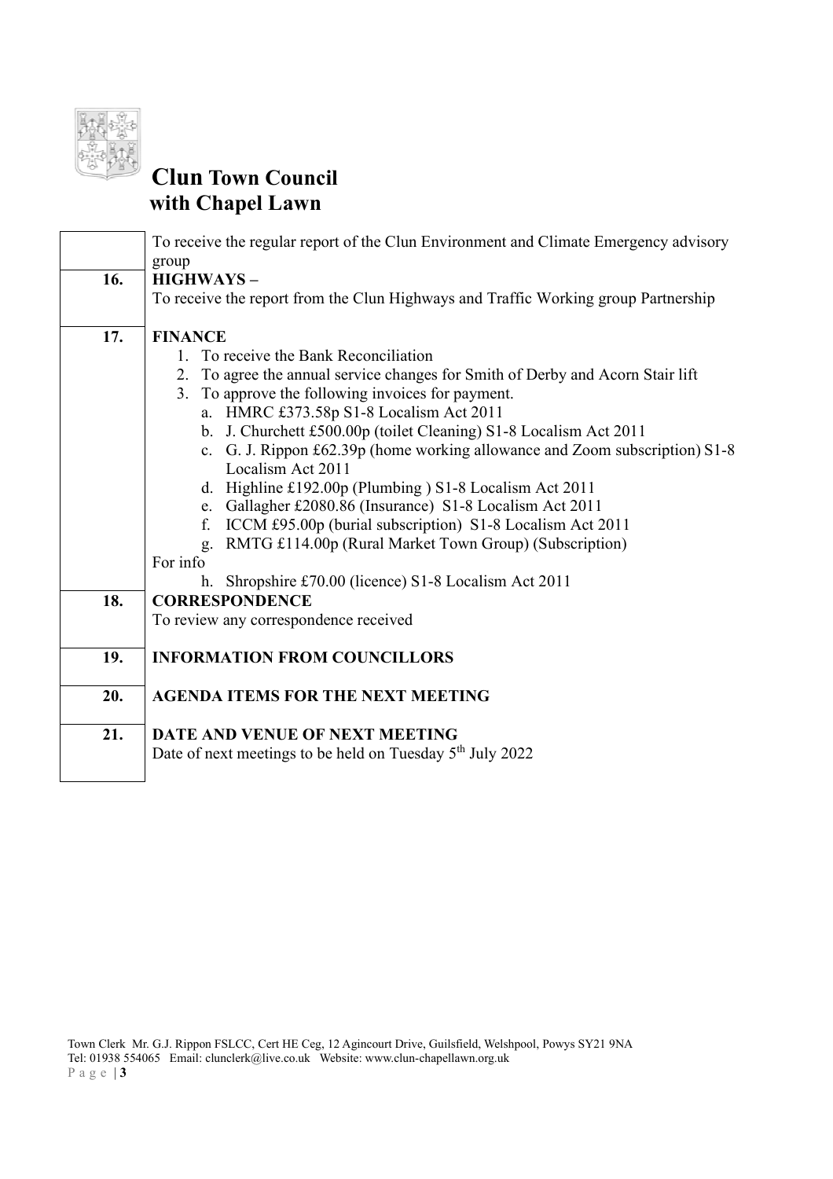# Clun Town Council with Chapel Lawn

| | |
|---|---|
| | To receive the regular report of the Clun Environment and Climate Emergency advisory group |
| **16.** | **HIGHWAYS –**<br>To receive the report from the Clun Highways and Traffic Working group Partnership |
| **17.** | **FINANCE**<br>1. To receive the Bank Reconciliation<br>2. To agree the annual service changes for Smith of Derby and Acorn Stair lift<br>3. To approve the following invoices for payment.<br>a. HMRC £373.58p S1-8 Localism Act 2011<br>b. J. Churchett £500.00p (toilet Cleaning) S1-8 Localism Act 2011<br>c. G. J. Rippon £62.39p (home working allowance and Zoom subscription) S1-8 Localism Act 2011<br>d. Highline £192.00p (Plumbing ) S1-8 Localism Act 2011<br>e. Gallagher £2080.86 (Insurance) S1-8 Localism Act 2011<br>f. ICCM £95.00p (burial subscription) S1-8 Localism Act 2011<br>g. RMTG £114.00p (Rural Market Town Group) (Subscription)<br>For info<br>h. Shropshire £70.00 (licence) S1-8 Localism Act 2011 |
| **18.** | **CORRESPONDENCE**<br>To review any correspondence received |
| **19.** | **INFORMATION FROM COUNCILLORS** |
| **20.** | **AGENDA ITEMS FOR THE NEXT MEETING** |
| **21.** | **DATE AND VENUE OF NEXT MEETING**<br>Date of next meetings to be held on Tuesday 5th July 2022 |

Town Clerk Mr. G.J. Rippon FSLCC, Cert HE Ceg, 12 Agincourt Drive, Guilsfield, Welshpool, Powys SY21 9NA
Tel: 01938 554065 Email: clunclerk@live.co.uk Website: www.clun-chapellawn.org.uk